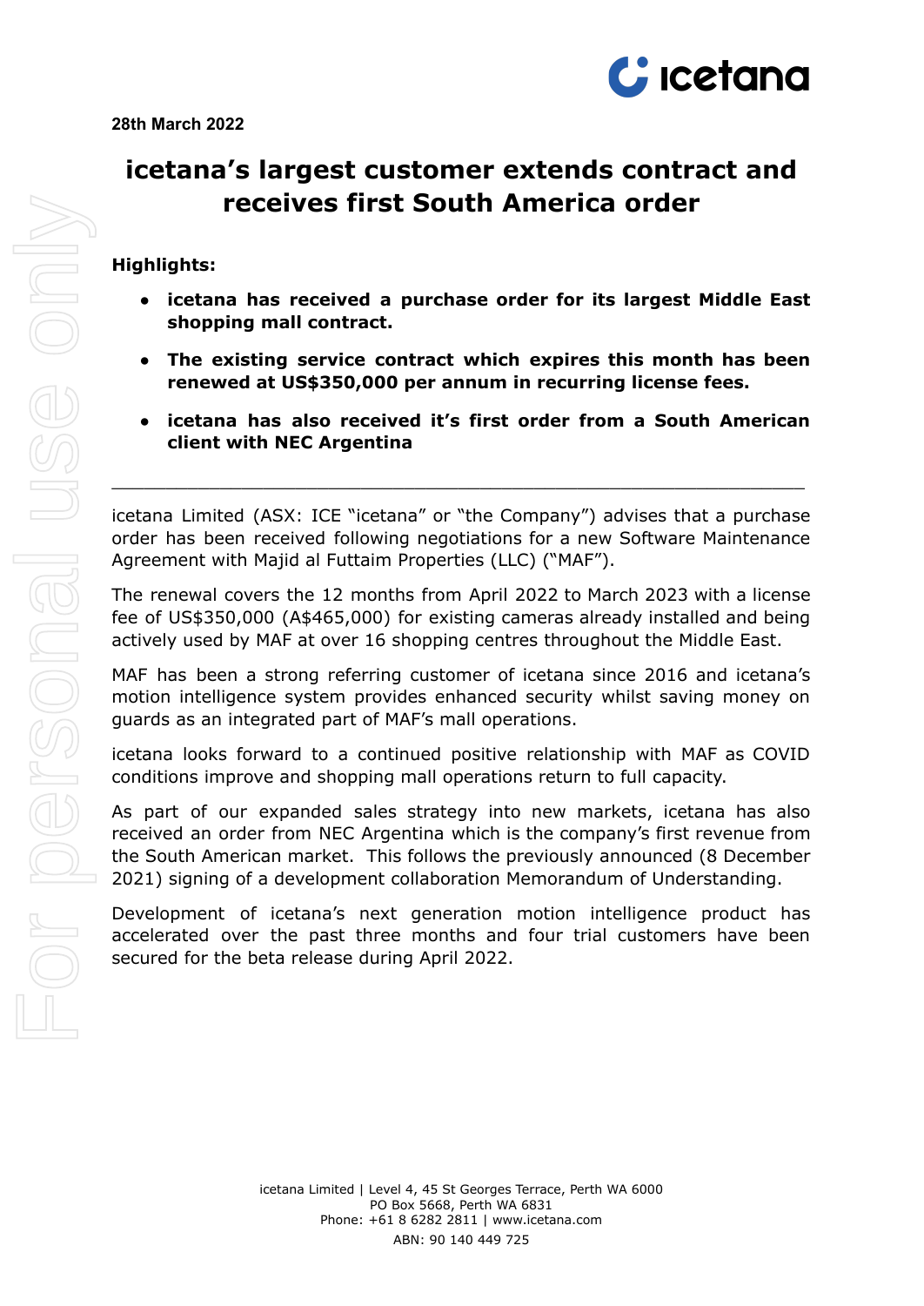**28th March 2022**

# icetana's largest customer extends contract and receives first South America order

**Highlights:**

- **icetana has received a purchase order for its largest Middle East shopping mall contract.**
- **The existing service contract which expires this month has been renewed at US$350,000 per annum in recurring license fees.**
- **icetana has also received it's first order from a South American client with NEC Argentina**

---

icetana Limited (ASX: ICE "icetana" or "the Company") advises that a purchase order has been received following negotiations for a new Software Maintenance Agreement with Majid al Futtaim Properties (LLC) ("MAF").

The renewal covers the 12 months from April 2022 to March 2023 with a license fee of US$350,000 (A$465,000) for existing cameras already installed and being actively used by MAF at over 16 shopping centres throughout the Middle East.

MAF has been a strong referring customer of icetana since 2016 and icetana's motion intelligence system provides enhanced security whilst saving money on guards as an integrated part of MAF's mall operations.

icetana looks forward to a continued positive relationship with MAF as COVID conditions improve and shopping mall operations return to full capacity.

As part of our expanded sales strategy into new markets, icetana has also received an order from NEC Argentina which is the company's first revenue from the South American market. This follows the previously announced (8 December 2021) signing of a development collaboration Memorandum of Understanding.

Development of icetana's next generation motion intelligence product has accelerated over the past three months and four trial customers have been secured for the beta release during April 2022.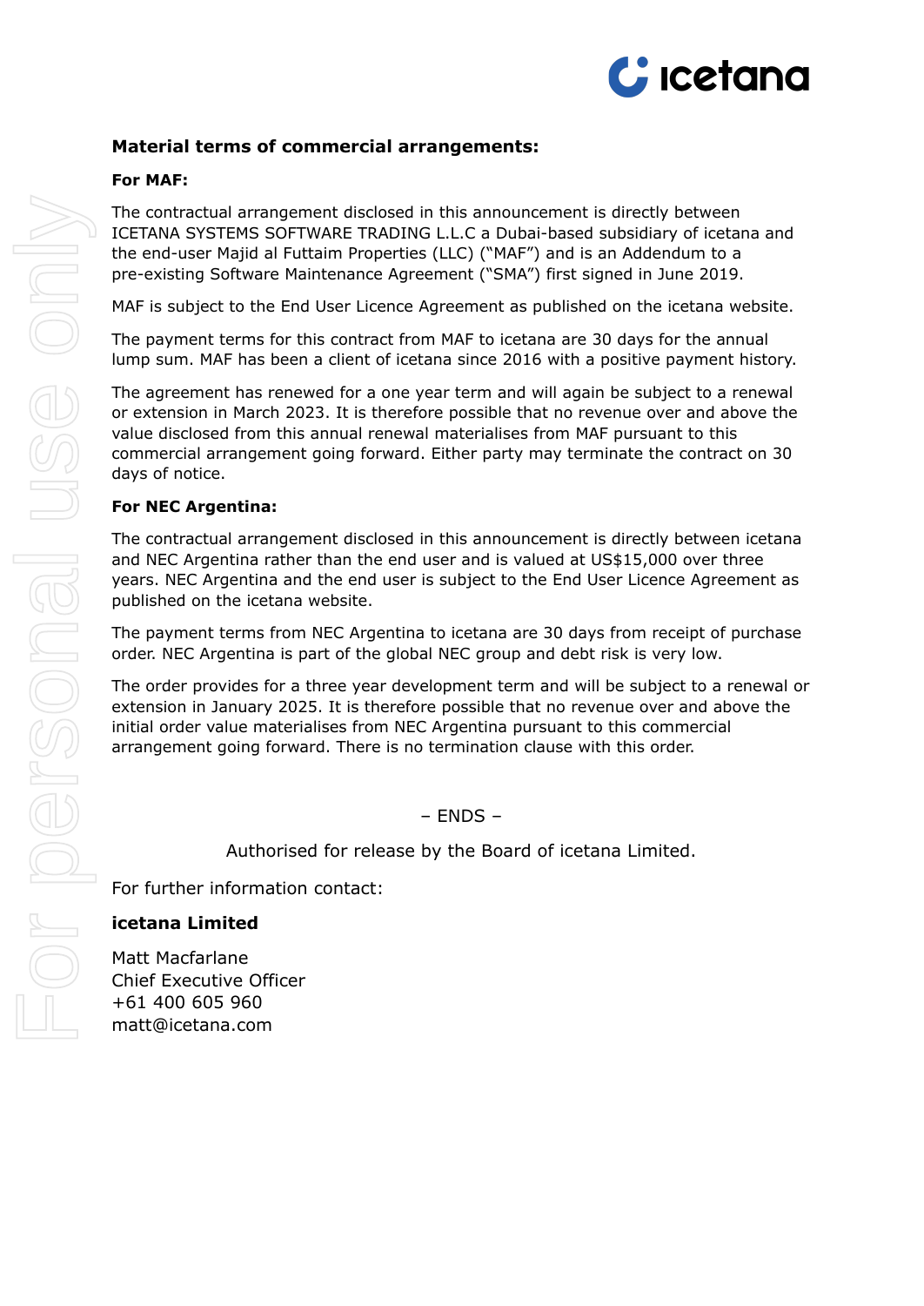## Material terms of commercial arrangements:

**For MAF:**

The contractual arrangement disclosed in this announcement is directly between ICETANA SYSTEMS SOFTWARE TRADING L.L.C a Dubai-based subsidiary of icetana and the end-user Majid al Futtaim Properties (LLC) ("MAF") and is an Addendum to a pre-existing Software Maintenance Agreement ("SMA") first signed in June 2019.

MAF is subject to the End User Licence Agreement as published on the icetana website.

The payment terms for this contract from MAF to icetana are 30 days for the annual lump sum. MAF has been a client of icetana since 2016 with a positive payment history.

The agreement has renewed for a one year term and will again be subject to a renewal or extension in March 2023. It is therefore possible that no revenue over and above the value disclosed from this annual renewal materialises from MAF pursuant to this commercial arrangement going forward. Either party may terminate the contract on 30 days of notice.

**For NEC Argentina:**

The contractual arrangement disclosed in this announcement is directly between icetana and NEC Argentina rather than the end user and is valued at US$15,000 over three years. NEC Argentina and the end user is subject to the End User Licence Agreement as published on the icetana website.

The payment terms from NEC Argentina to icetana are 30 days from receipt of purchase order. NEC Argentina is part of the global NEC group and debt risk is very low.

The order provides for a three year development term and will be subject to a renewal or extension in January 2025. It is therefore possible that no revenue over and above the initial order value materialises from NEC Argentina pursuant to this commercial arrangement going forward. There is no termination clause with this order.

– ENDS –

Authorised for release by the Board of icetana Limited.

For further information contact:

**icetana Limited**

Matt Macfarlane
Chief Executive Officer
+61 400 605 960
matt@icetana.com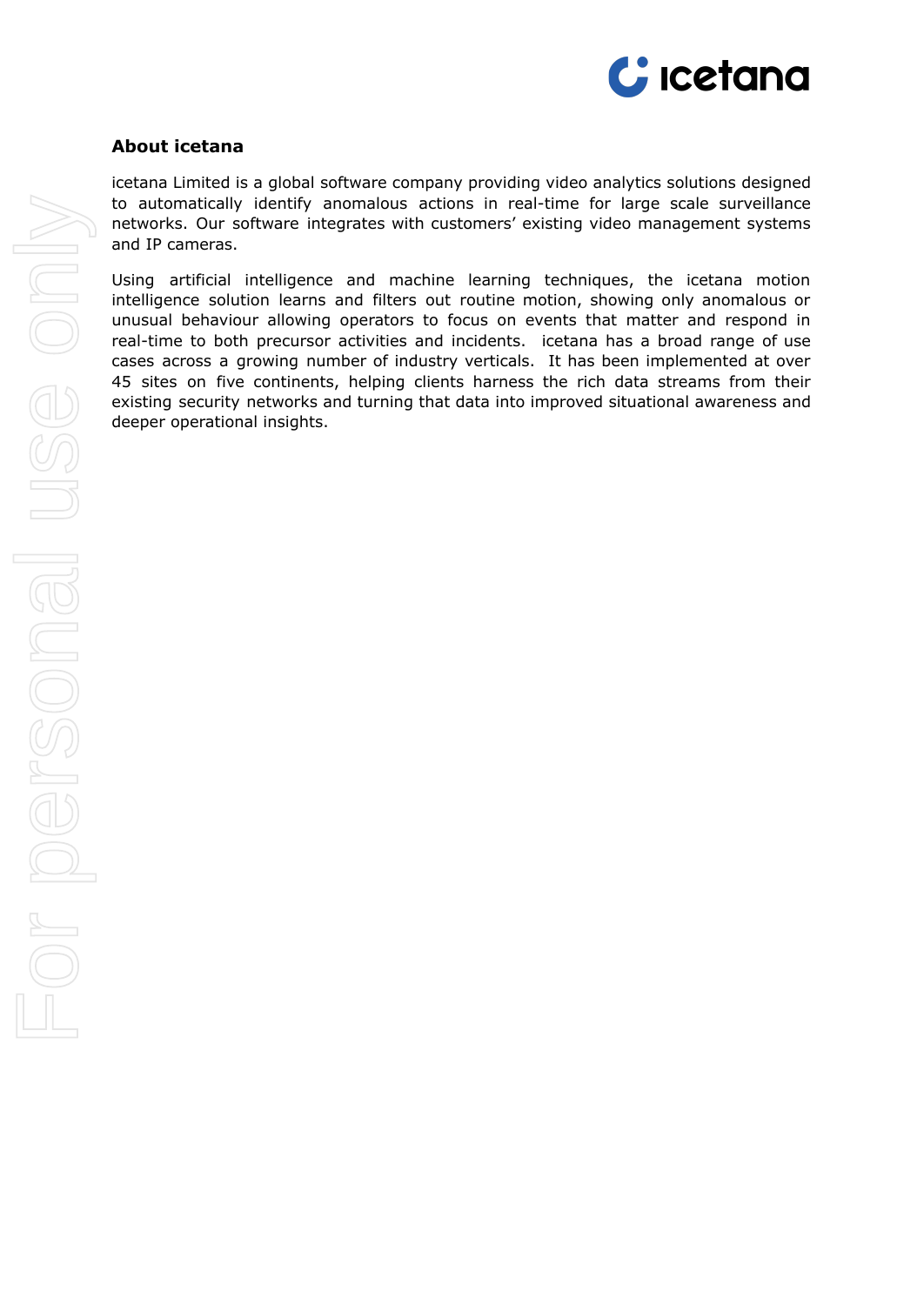## About icetana

icetana Limited is a global software company providing video analytics solutions designed to automatically identify anomalous actions in real-time for large scale surveillance networks. Our software integrates with customers' existing video management systems and IP cameras.

Using artificial intelligence and machine learning techniques, the icetana motion intelligence solution learns and filters out routine motion, showing only anomalous or unusual behaviour allowing operators to focus on events that matter and respond in real-time to both precursor activities and incidents. icetana has a broad range of use cases across a growing number of industry verticals. It has been implemented at over 45 sites on five continents, helping clients harness the rich data streams from their existing security networks and turning that data into improved situational awareness and deeper operational insights.